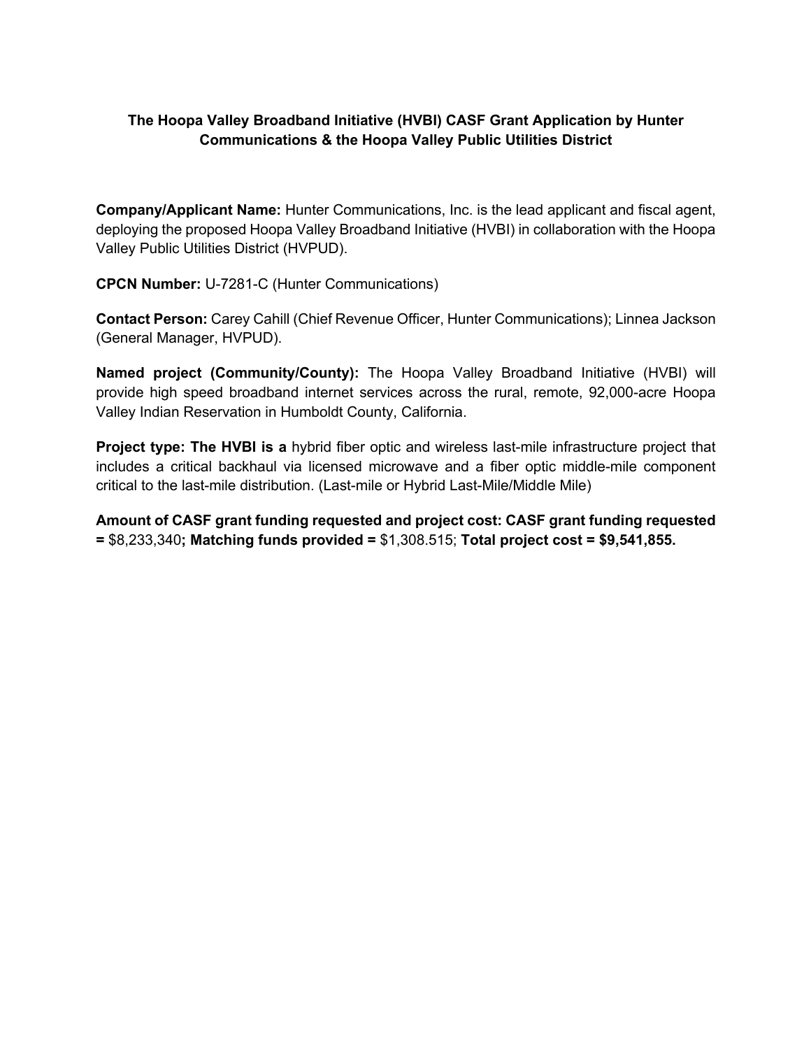**The Hoopa Valley Broadband Initiative (HVBI) CASF Grant Application by Hunter Communications & the Hoopa Valley Public Utilities District**

**Company/Applicant Name:** Hunter Communications, Inc. is the lead applicant and fiscal agent, deploying the proposed Hoopa Valley Broadband Initiative (HVBI) in collaboration with the Hoopa Valley Public Utilities District (HVPUD).

**CPCN Number:** U-7281-C (Hunter Communications)

**Contact Person:** Carey Cahill (Chief Revenue Officer, Hunter Communications); Linnea Jackson (General Manager, HVPUD).

**Named project (Community/County):** The Hoopa Valley Broadband Initiative (HVBI) will provide high speed broadband internet services across the rural, remote, 92,000-acre Hoopa Valley Indian Reservation in Humboldt County, California.

**Project type: The HVBI is a** hybrid fiber optic and wireless last-mile infrastructure project that includes a critical backhaul via licensed microwave and a fiber optic middle-mile component critical to the last-mile distribution. (Last-mile or Hybrid Last-Mile/Middle Mile)

**Amount of CASF grant funding requested and project cost: CASF grant funding requested =** $8,233,340**; Matching funds provided =** $1,308.515; **Total project cost = $9,541,855.**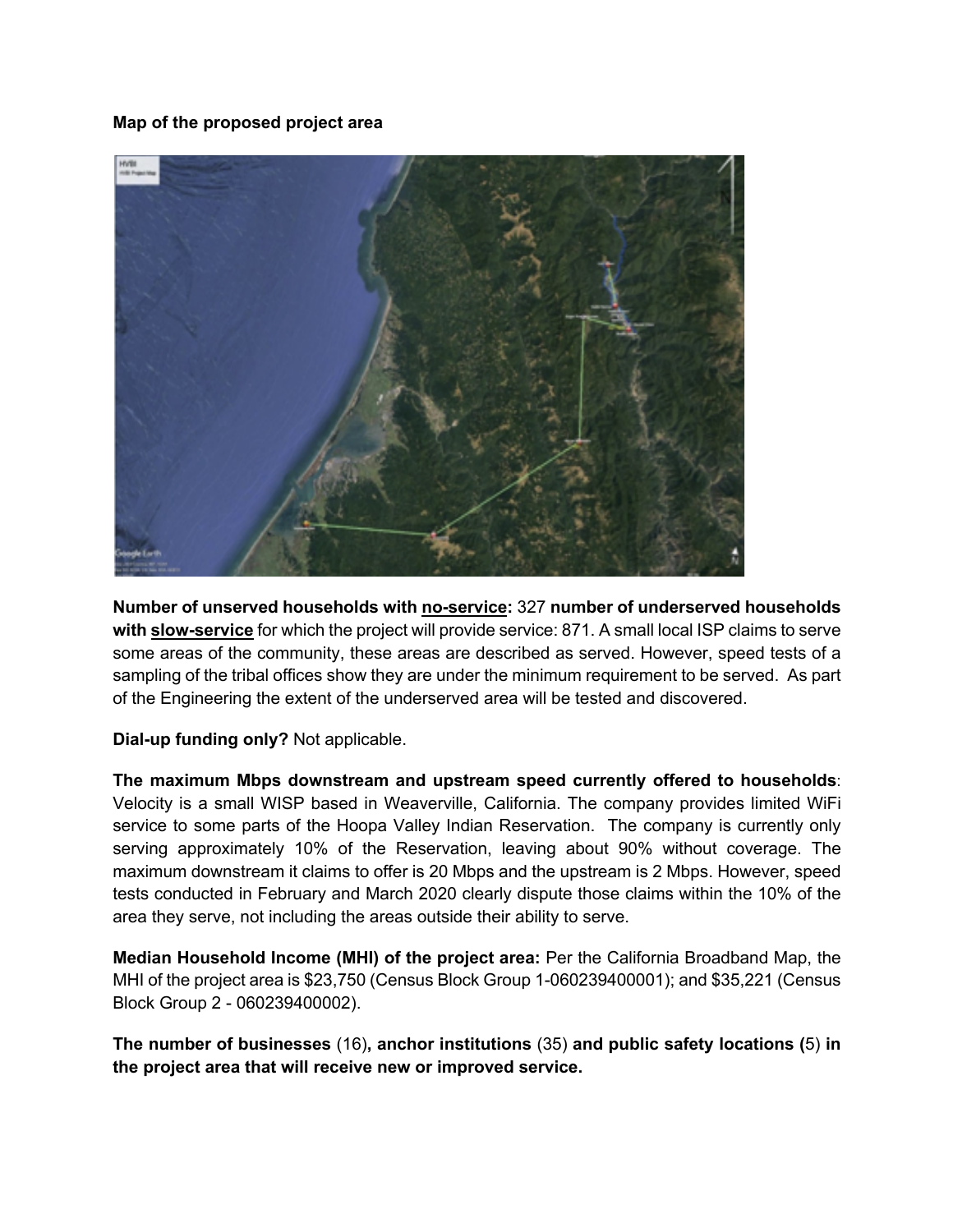**Map of the proposed project area**

**Number of unserved households with no-service:** 327 **number of underserved households with slow-service** for which the project will provide service: 871. A small local ISP claims to serve some areas of the community, these areas are described as served. However, speed tests of a sampling of the tribal offices show they are under the minimum requirement to be served. As part of the Engineering the extent of the underserved area will be tested and discovered.

**Dial-up funding only?** Not applicable.

**The maximum Mbps downstream and upstream speed currently offered to households**: Velocity is a small WISP based in Weaverville, California. The company provides limited WiFi service to some parts of the Hoopa Valley Indian Reservation. The company is currently only serving approximately 10% of the Reservation, leaving about 90% without coverage. The maximum downstream it claims to offer is 20 Mbps and the upstream is 2 Mbps. However, speed tests conducted in February and March 2020 clearly dispute those claims within the 10% of the area they serve, not including the areas outside their ability to serve.

**Median Household Income (MHI) of the project area:** Per the California Broadband Map, the MHI of the project area is $23,750 (Census Block Group 1-060239400001); and $35,221 (Census Block Group 2 - 060239400002).

**The number of businesses** (16)**, anchor institutions** (35) **and public safety locations (**5) **in the project area that will receive new or improved service.**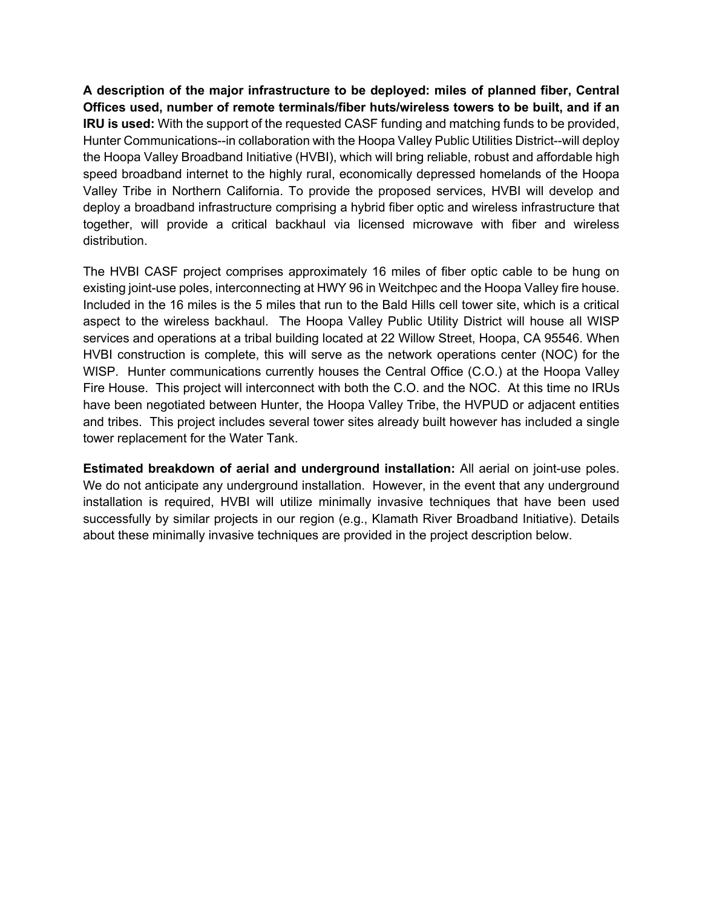**A description of the major infrastructure to be deployed: miles of planned fiber, Central Offices used, number of remote terminals/fiber huts/wireless towers to be built, and if an IRU is used:** With the support of the requested CASF funding and matching funds to be provided, Hunter Communications--in collaboration with the Hoopa Valley Public Utilities District--will deploy the Hoopa Valley Broadband Initiative (HVBI), which will bring reliable, robust and affordable high speed broadband internet to the highly rural, economically depressed homelands of the Hoopa Valley Tribe in Northern California. To provide the proposed services, HVBI will develop and deploy a broadband infrastructure comprising a hybrid fiber optic and wireless infrastructure that together, will provide a critical backhaul via licensed microwave with fiber and wireless distribution.

The HVBI CASF project comprises approximately 16 miles of fiber optic cable to be hung on existing joint-use poles, interconnecting at HWY 96 in Weitchpec and the Hoopa Valley fire house. Included in the 16 miles is the 5 miles that run to the Bald Hills cell tower site, which is a critical aspect to the wireless backhaul. The Hoopa Valley Public Utility District will house all WISP services and operations at a tribal building located at 22 Willow Street, Hoopa, CA 95546. When HVBI construction is complete, this will serve as the network operations center (NOC) for the WISP. Hunter communications currently houses the Central Office (C.O.) at the Hoopa Valley Fire House. This project will interconnect with both the C.O. and the NOC. At this time no IRUs have been negotiated between Hunter, the Hoopa Valley Tribe, the HVPUD or adjacent entities and tribes. This project includes several tower sites already built however has included a single tower replacement for the Water Tank.

**Estimated breakdown of aerial and underground installation:** All aerial on joint-use poles. We do not anticipate any underground installation. However, in the event that any underground installation is required, HVBI will utilize minimally invasive techniques that have been used successfully by similar projects in our region (e.g., Klamath River Broadband Initiative). Details about these minimally invasive techniques are provided in the project description below.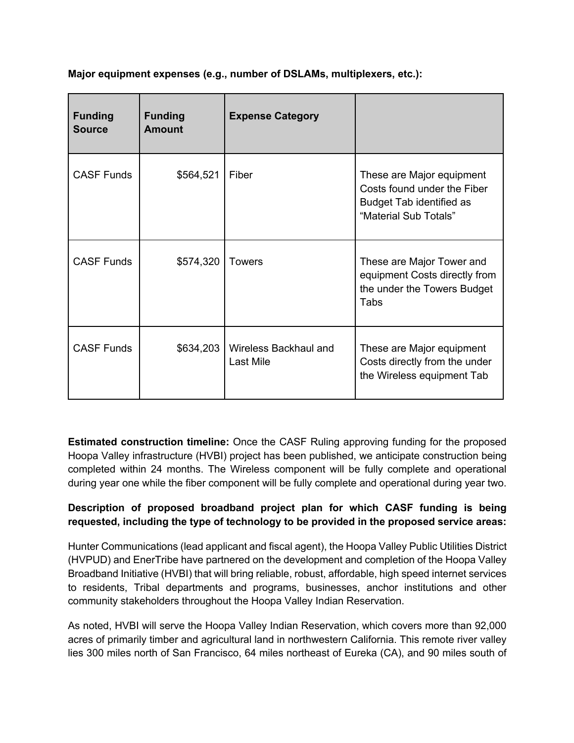**Major equipment expenses (e.g., number of DSLAMs, multiplexers, etc.):**

| Funding Source | Funding Amount | Expense Category | |
|---|---|---|---|
| CASF Funds | $564,521 | Fiber | These are Major equipment Costs found under the Fiber Budget Tab identified as "Material Sub Totals" |
| CASF Funds | $574,320 | Towers | These are Major Tower and equipment Costs directly from the under the Towers Budget Tabs |
| CASF Funds | $634,203 | Wireless Backhaul and Last Mile | These are Major equipment Costs directly from the under the Wireless equipment Tab |

**Estimated construction timeline:** Once the CASF Ruling approving funding for the proposed Hoopa Valley infrastructure (HVBI) project has been published, we anticipate construction being completed within 24 months. The Wireless component will be fully complete and operational during year one while the fiber component will be fully complete and operational during year two.

**Description of proposed broadband project plan for which CASF funding is being requested, including the type of technology to be provided in the proposed service areas:**

Hunter Communications (lead applicant and fiscal agent), the Hoopa Valley Public Utilities District (HVPUD) and EnerTribe have partnered on the development and completion of the Hoopa Valley Broadband Initiative (HVBI) that will bring reliable, robust, affordable, high speed internet services to residents, Tribal departments and programs, businesses, anchor institutions and other community stakeholders throughout the Hoopa Valley Indian Reservation.

As noted, HVBI will serve the Hoopa Valley Indian Reservation, which covers more than 92,000 acres of primarily timber and agricultural land in northwestern California. This remote river valley lies 300 miles north of San Francisco, 64 miles northeast of Eureka (CA), and 90 miles south of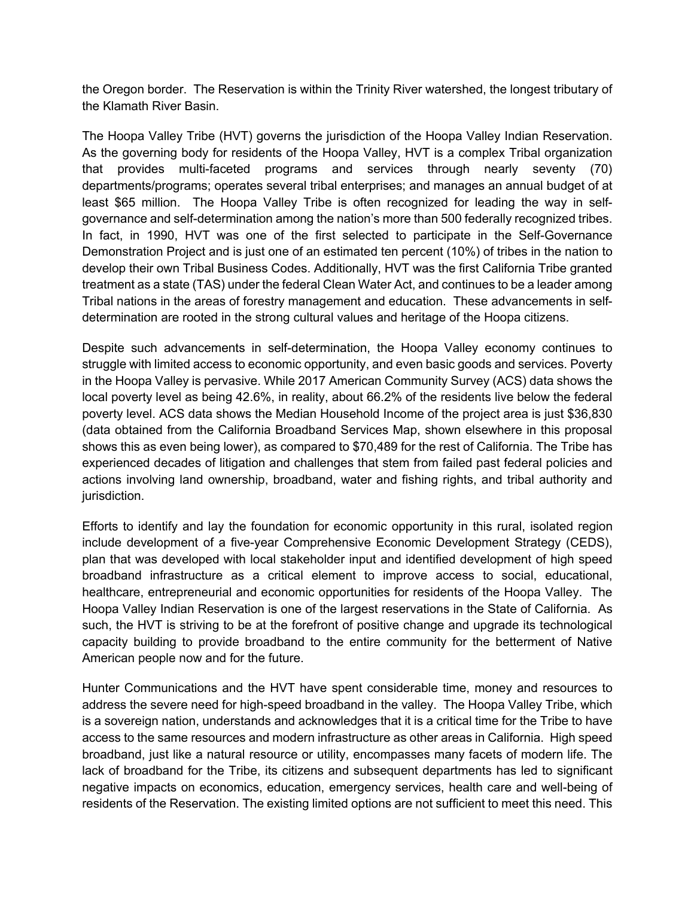the Oregon border. The Reservation is within the Trinity River watershed, the longest tributary of the Klamath River Basin.

The Hoopa Valley Tribe (HVT) governs the jurisdiction of the Hoopa Valley Indian Reservation. As the governing body for residents of the Hoopa Valley, HVT is a complex Tribal organization that provides multi-faceted programs and services through nearly seventy (70) departments/programs; operates several tribal enterprises; and manages an annual budget of at least $65 million. The Hoopa Valley Tribe is often recognized for leading the way in self-governance and self-determination among the nation's more than 500 federally recognized tribes. In fact, in 1990, HVT was one of the first selected to participate in the Self-Governance Demonstration Project and is just one of an estimated ten percent (10%) of tribes in the nation to develop their own Tribal Business Codes. Additionally, HVT was the first California Tribe granted treatment as a state (TAS) under the federal Clean Water Act, and continues to be a leader among Tribal nations in the areas of forestry management and education. These advancements in self-determination are rooted in the strong cultural values and heritage of the Hoopa citizens.

Despite such advancements in self-determination, the Hoopa Valley economy continues to struggle with limited access to economic opportunity, and even basic goods and services. Poverty in the Hoopa Valley is pervasive. While 2017 American Community Survey (ACS) data shows the local poverty level as being 42.6%, in reality, about 66.2% of the residents live below the federal poverty level. ACS data shows the Median Household Income of the project area is just $36,830 (data obtained from the California Broadband Services Map, shown elsewhere in this proposal shows this as even being lower), as compared to $70,489 for the rest of California. The Tribe has experienced decades of litigation and challenges that stem from failed past federal policies and actions involving land ownership, broadband, water and fishing rights, and tribal authority and jurisdiction.

Efforts to identify and lay the foundation for economic opportunity in this rural, isolated region include development of a five-year Comprehensive Economic Development Strategy (CEDS), plan that was developed with local stakeholder input and identified development of high speed broadband infrastructure as a critical element to improve access to social, educational, healthcare, entrepreneurial and economic opportunities for residents of the Hoopa Valley. The Hoopa Valley Indian Reservation is one of the largest reservations in the State of California. As such, the HVT is striving to be at the forefront of positive change and upgrade its technological capacity building to provide broadband to the entire community for the betterment of Native American people now and for the future.

Hunter Communications and the HVT have spent considerable time, money and resources to address the severe need for high-speed broadband in the valley. The Hoopa Valley Tribe, which is a sovereign nation, understands and acknowledges that it is a critical time for the Tribe to have access to the same resources and modern infrastructure as other areas in California. High speed broadband, just like a natural resource or utility, encompasses many facets of modern life. The lack of broadband for the Tribe, its citizens and subsequent departments has led to significant negative impacts on economics, education, emergency services, health care and well-being of residents of the Reservation. The existing limited options are not sufficient to meet this need. This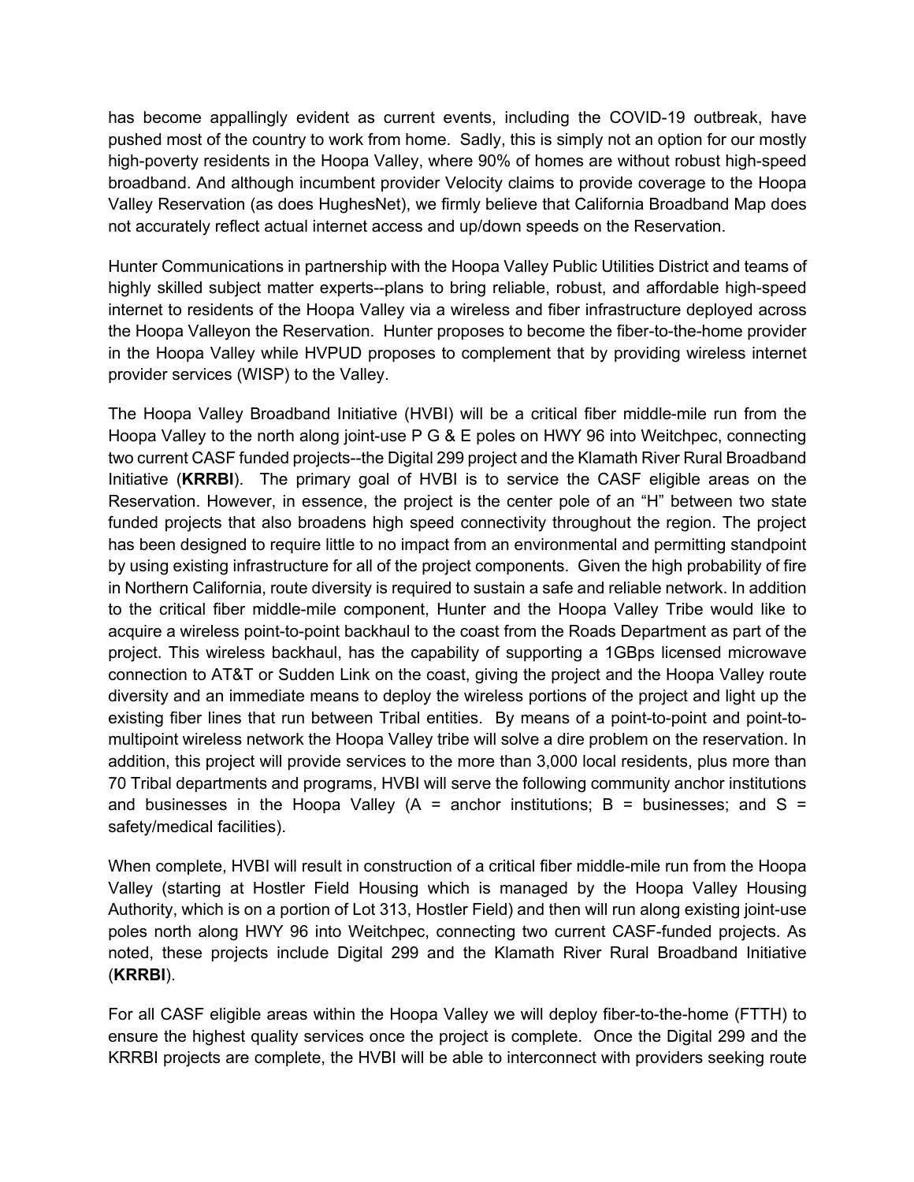has become appallingly evident as current events, including the COVID-19 outbreak, have pushed most of the country to work from home. Sadly, this is simply not an option for our mostly high-poverty residents in the Hoopa Valley, where 90% of homes are without robust high-speed broadband. And although incumbent provider Velocity claims to provide coverage to the Hoopa Valley Reservation (as does HughesNet), we firmly believe that California Broadband Map does not accurately reflect actual internet access and up/down speeds on the Reservation.

Hunter Communications in partnership with the Hoopa Valley Public Utilities District and teams of highly skilled subject matter experts--plans to bring reliable, robust, and affordable high-speed internet to residents of the Hoopa Valley via a wireless and fiber infrastructure deployed across the Hoopa Valleyon the Reservation. Hunter proposes to become the fiber-to-the-home provider in the Hoopa Valley while HVPUD proposes to complement that by providing wireless internet provider services (WISP) to the Valley.

The Hoopa Valley Broadband Initiative (HVBI) will be a critical fiber middle-mile run from the Hoopa Valley to the north along joint-use P G & E poles on HWY 96 into Weitchpec, connecting two current CASF funded projects--the Digital 299 project and the Klamath River Rural Broadband Initiative (**KRRBI**). The primary goal of HVBI is to service the CASF eligible areas on the Reservation. However, in essence, the project is the center pole of an "H" between two state funded projects that also broadens high speed connectivity throughout the region. The project has been designed to require little to no impact from an environmental and permitting standpoint by using existing infrastructure for all of the project components. Given the high probability of fire in Northern California, route diversity is required to sustain a safe and reliable network. In addition to the critical fiber middle-mile component, Hunter and the Hoopa Valley Tribe would like to acquire a wireless point-to-point backhaul to the coast from the Roads Department as part of the project. This wireless backhaul, has the capability of supporting a 1GBps licensed microwave connection to AT&T or Sudden Link on the coast, giving the project and the Hoopa Valley route diversity and an immediate means to deploy the wireless portions of the project and light up the existing fiber lines that run between Tribal entities. By means of a point-to-point and point-to-multipoint wireless network the Hoopa Valley tribe will solve a dire problem on the reservation. In addition, this project will provide services to the more than 3,000 local residents, plus more than 70 Tribal departments and programs, HVBI will serve the following community anchor institutions and businesses in the Hoopa Valley (A = anchor institutions; B = businesses; and S = safety/medical facilities).

When complete, HVBI will result in construction of a critical fiber middle-mile run from the Hoopa Valley (starting at Hostler Field Housing which is managed by the Hoopa Valley Housing Authority, which is on a portion of Lot 313, Hostler Field) and then will run along existing joint-use poles north along HWY 96 into Weitchpec, connecting two current CASF-funded projects. As noted, these projects include Digital 299 and the Klamath River Rural Broadband Initiative (**KRRBI**).

For all CASF eligible areas within the Hoopa Valley we will deploy fiber-to-the-home (FTTH) to ensure the highest quality services once the project is complete. Once the Digital 299 and the KRRBI projects are complete, the HVBI will be able to interconnect with providers seeking route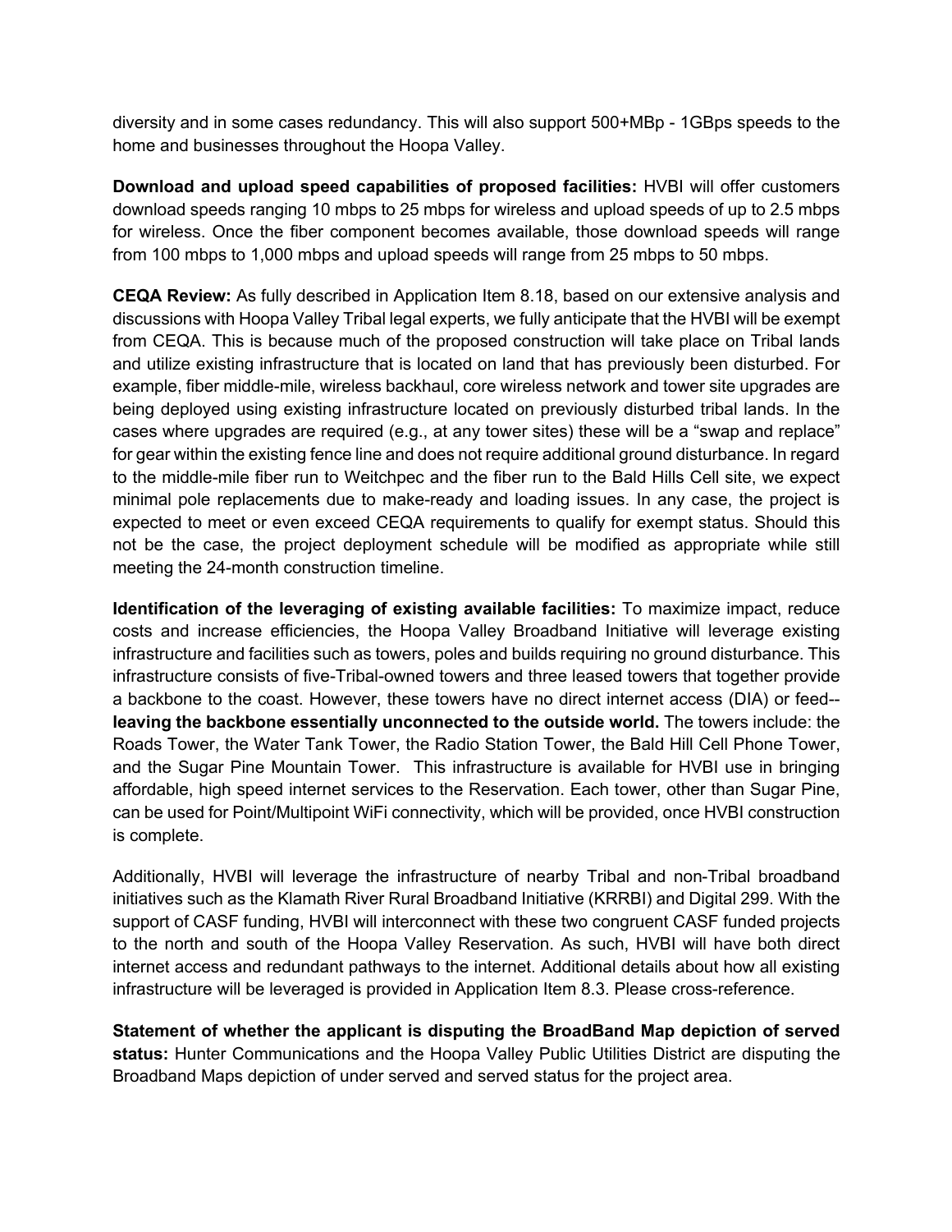diversity and in some cases redundancy. This will also support 500+MBp - 1GBps speeds to the home and businesses throughout the Hoopa Valley.

**Download and upload speed capabilities of proposed facilities:** HVBI will offer customers download speeds ranging 10 mbps to 25 mbps for wireless and upload speeds of up to 2.5 mbps for wireless. Once the fiber component becomes available, those download speeds will range from 100 mbps to 1,000 mbps and upload speeds will range from 25 mbps to 50 mbps.

**CEQA Review:** As fully described in Application Item 8.18, based on our extensive analysis and discussions with Hoopa Valley Tribal legal experts, we fully anticipate that the HVBI will be exempt from CEQA. This is because much of the proposed construction will take place on Tribal lands and utilize existing infrastructure that is located on land that has previously been disturbed. For example, fiber middle-mile, wireless backhaul, core wireless network and tower site upgrades are being deployed using existing infrastructure located on previously disturbed tribal lands. In the cases where upgrades are required (e.g., at any tower sites) these will be a "swap and replace" for gear within the existing fence line and does not require additional ground disturbance. In regard to the middle-mile fiber run to Weitchpec and the fiber run to the Bald Hills Cell site, we expect minimal pole replacements due to make-ready and loading issues. In any case, the project is expected to meet or even exceed CEQA requirements to qualify for exempt status. Should this not be the case, the project deployment schedule will be modified as appropriate while still meeting the 24-month construction timeline.

**Identification of the leveraging of existing available facilities:** To maximize impact, reduce costs and increase efficiencies, the Hoopa Valley Broadband Initiative will leverage existing infrastructure and facilities such as towers, poles and builds requiring no ground disturbance. This infrastructure consists of five-Tribal-owned towers and three leased towers that together provide a backbone to the coast. However, these towers have no direct internet access (DIA) or feed-- **leaving the backbone essentially unconnected to the outside world.** The towers include: the Roads Tower, the Water Tank Tower, the Radio Station Tower, the Bald Hill Cell Phone Tower, and the Sugar Pine Mountain Tower. This infrastructure is available for HVBI use in bringing affordable, high speed internet services to the Reservation. Each tower, other than Sugar Pine, can be used for Point/Multipoint WiFi connectivity, which will be provided, once HVBI construction is complete.

Additionally, HVBI will leverage the infrastructure of nearby Tribal and non-Tribal broadband initiatives such as the Klamath River Rural Broadband Initiative (KRRBI) and Digital 299. With the support of CASF funding, HVBI will interconnect with these two congruent CASF funded projects to the north and south of the Hoopa Valley Reservation. As such, HVBI will have both direct internet access and redundant pathways to the internet. Additional details about how all existing infrastructure will be leveraged is provided in Application Item 8.3. Please cross-reference.

**Statement of whether the applicant is disputing the BroadBand Map depiction of served status:** Hunter Communications and the Hoopa Valley Public Utilities District are disputing the Broadband Maps depiction of under served and served status for the project area.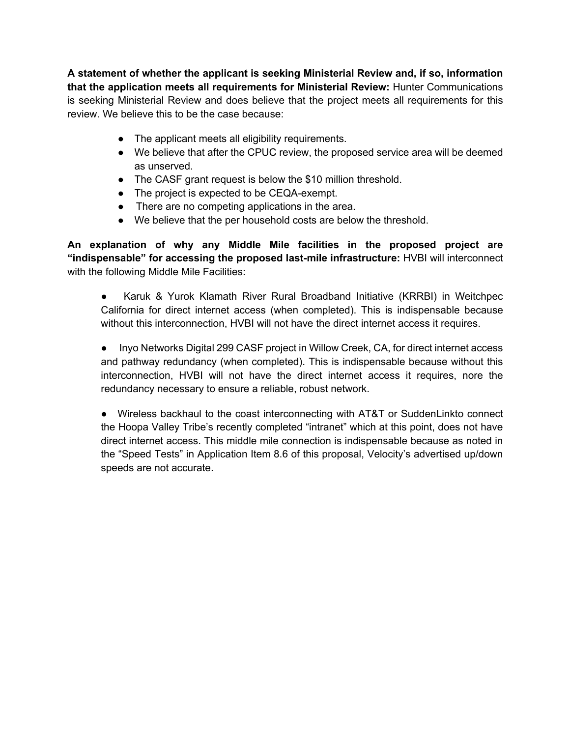**A statement of whether the applicant is seeking Ministerial Review and, if so, information that the application meets all requirements for Ministerial Review:** Hunter Communications is seeking Ministerial Review and does believe that the project meets all requirements for this review. We believe this to be the case because:

- The applicant meets all eligibility requirements.
- We believe that after the CPUC review, the proposed service area will be deemed as unserved.
- The CASF grant request is below the $10 million threshold.
- The project is expected to be CEQA-exempt.
- There are no competing applications in the area.
- We believe that the per household costs are below the threshold.

**An explanation of why any Middle Mile facilities in the proposed project are "indispensable" for accessing the proposed last-mile infrastructure:** HVBI will interconnect with the following Middle Mile Facilities:

- Karuk & Yurok Klamath River Rural Broadband Initiative (KRRBI) in Weitchpec California for direct internet access (when completed). This is indispensable because without this interconnection, HVBI will not have the direct internet access it requires.

- Inyo Networks Digital 299 CASF project in Willow Creek, CA, for direct internet access and pathway redundancy (when completed). This is indispensable because without this interconnection, HVBI will not have the direct internet access it requires, nore the redundancy necessary to ensure a reliable, robust network.

- Wireless backhaul to the coast interconnecting with AT&T or SuddenLinkto connect the Hoopa Valley Tribe's recently completed "intranet" which at this point, does not have direct internet access. This middle mile connection is indispensable because as noted in the "Speed Tests" in Application Item 8.6 of this proposal, Velocity's advertised up/down speeds are not accurate.